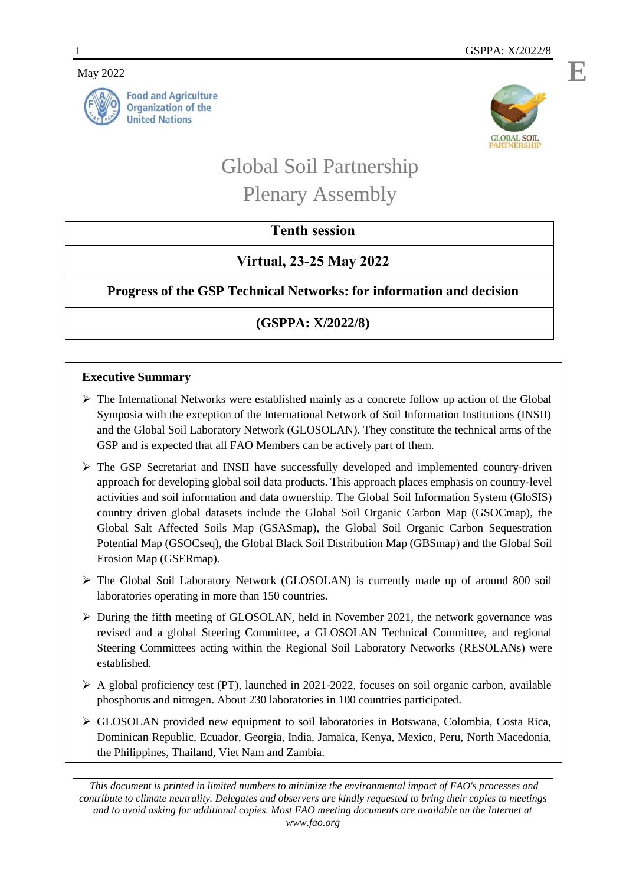May 2022

Food and Agriculture Organization of the United Nations

GLOBAL SOIL PARTNERSHIP

# Global Soil Partnership Plenary Assembly

| **Tenth session** |
|---|
| **Virtual, 23-25 May 2022** |
| **Progress of the GSP Technical Networks: for information and decision** |
| **(GSPPA: X/2022/8)** |

**Executive Summary**

- The International Networks were established mainly as a concrete follow up action of the Global Symposia with the exception of the International Network of Soil Information Institutions (INSII) and the Global Soil Laboratory Network (GLOSOLAN). They constitute the technical arms of the GSP and is expected that all FAO Members can be actively part of them.
- The GSP Secretariat and INSII have successfully developed and implemented country-driven approach for developing global soil data products. This approach places emphasis on country-level activities and soil information and data ownership. The Global Soil Information System (GloSIS) country driven global datasets include the Global Soil Organic Carbon Map (GSOCmap), the Global Salt Affected Soils Map (GSASmap), the Global Soil Organic Carbon Sequestration Potential Map (GSOCseq), the Global Black Soil Distribution Map (GBSmap) and the Global Soil Erosion Map (GSERmap).
- The Global Soil Laboratory Network (GLOSOLAN) is currently made up of around 800 soil laboratories operating in more than 150 countries.
- During the fifth meeting of GLOSOLAN, held in November 2021, the network governance was revised and a global Steering Committee, a GLOSOLAN Technical Committee, and regional Steering Committees acting within the Regional Soil Laboratory Networks (RESOLANs) were established.
- A global proficiency test (PT), launched in 2021-2022, focuses on soil organic carbon, available phosphorus and nitrogen. About 230 laboratories in 100 countries participated.
- GLOSOLAN provided new equipment to soil laboratories in Botswana, Colombia, Costa Rica, Dominican Republic, Ecuador, Georgia, India, Jamaica, Kenya, Mexico, Peru, North Macedonia, the Philippines, Thailand, Viet Nam and Zambia.

*This document is printed in limited numbers to minimize the environmental impact of FAO's processes and contribute to climate neutrality. Delegates and observers are kindly requested to bring their copies to meetings and to avoid asking for additional copies. Most FAO meeting documents are available on the Internet at www.fao.org*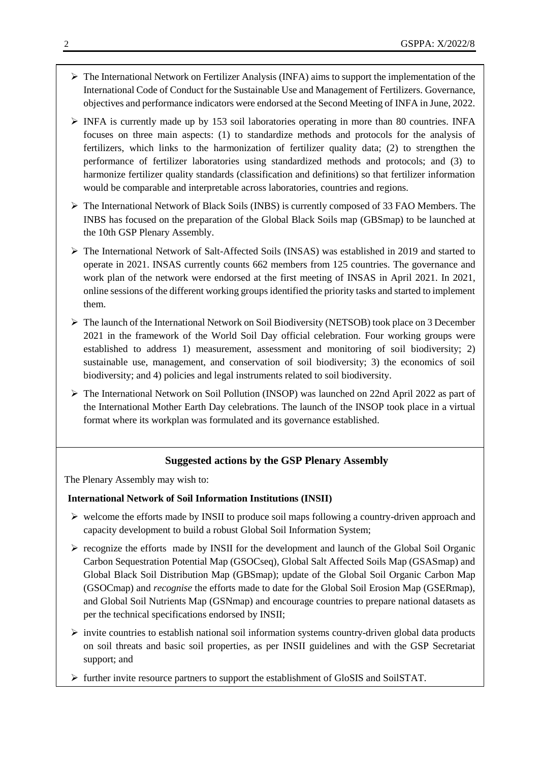- The International Network on Fertilizer Analysis (INFA) aims to support the implementation of the International Code of Conduct for the Sustainable Use and Management of Fertilizers. Governance, objectives and performance indicators were endorsed at the Second Meeting of INFA in June, 2022.
- INFA is currently made up by 153 soil laboratories operating in more than 80 countries. INFA focuses on three main aspects: (1) to standardize methods and protocols for the analysis of fertilizers, which links to the harmonization of fertilizer quality data; (2) to strengthen the performance of fertilizer laboratories using standardized methods and protocols; and (3) to harmonize fertilizer quality standards (classification and definitions) so that fertilizer information would be comparable and interpretable across laboratories, countries and regions.
- The International Network of Black Soils (INBS) is currently composed of 33 FAO Members. The INBS has focused on the preparation of the Global Black Soils map (GBSmap) to be launched at the 10th GSP Plenary Assembly.
- The International Network of Salt-Affected Soils (INSAS) was established in 2019 and started to operate in 2021. INSAS currently counts 662 members from 125 countries. The governance and work plan of the network were endorsed at the first meeting of INSAS in April 2021. In 2021, online sessions of the different working groups identified the priority tasks and started to implement them.
- The launch of the International Network on Soil Biodiversity (NETSOB) took place on 3 December 2021 in the framework of the World Soil Day official celebration. Four working groups were established to address 1) measurement, assessment and monitoring of soil biodiversity; 2) sustainable use, management, and conservation of soil biodiversity; 3) the economics of soil biodiversity; and 4) policies and legal instruments related to soil biodiversity.
- The International Network on Soil Pollution (INSOP) was launched on 22nd April 2022 as part of the International Mother Earth Day celebrations. The launch of the INSOP took place in a virtual format where its workplan was formulated and its governance established.

## Suggested actions by the GSP Plenary Assembly

The Plenary Assembly may wish to:

**International Network of Soil Information Institutions (INSII)**

- welcome the efforts made by INSII to produce soil maps following a country-driven approach and capacity development to build a robust Global Soil Information System;
- recognize the efforts made by INSII for the development and launch of the Global Soil Organic Carbon Sequestration Potential Map (GSOCseq), Global Salt Affected Soils Map (GSASmap) and Global Black Soil Distribution Map (GBSmap); update of the Global Soil Organic Carbon Map (GSOCmap) and *recognise* the efforts made to date for the Global Soil Erosion Map (GSERmap), and Global Soil Nutrients Map (GSNmap) and encourage countries to prepare national datasets as per the technical specifications endorsed by INSII;
- invite countries to establish national soil information systems country-driven global data products on soil threats and basic soil properties, as per INSII guidelines and with the GSP Secretariat support; and
- further invite resource partners to support the establishment of GloSIS and SoilSTAT.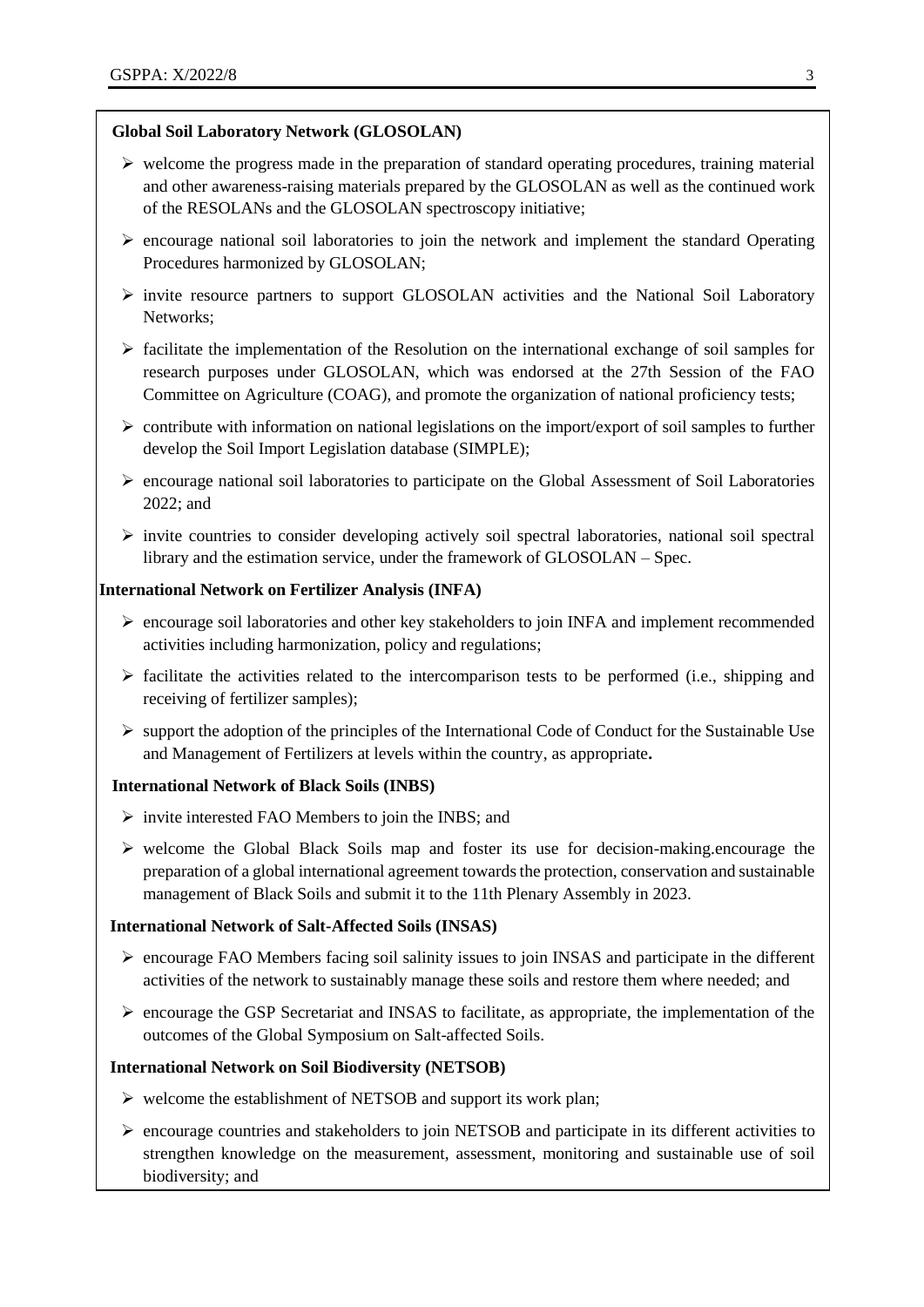**Global Soil Laboratory Network (GLOSOLAN)**

- welcome the progress made in the preparation of standard operating procedures, training material and other awareness-raising materials prepared by the GLOSOLAN as well as the continued work of the RESOLANs and the GLOSOLAN spectroscopy initiative;
- encourage national soil laboratories to join the network and implement the standard Operating Procedures harmonized by GLOSOLAN;
- invite resource partners to support GLOSOLAN activities and the National Soil Laboratory Networks;
- facilitate the implementation of the Resolution on the international exchange of soil samples for research purposes under GLOSOLAN, which was endorsed at the 27th Session of the FAO Committee on Agriculture (COAG), and promote the organization of national proficiency tests;
- contribute with information on national legislations on the import/export of soil samples to further develop the Soil Import Legislation database (SIMPLE);
- encourage national soil laboratories to participate on the Global Assessment of Soil Laboratories 2022; and
- invite countries to consider developing actively soil spectral laboratories, national soil spectral library and the estimation service, under the framework of GLOSOLAN – Spec.

**International Network on Fertilizer Analysis (INFA)**

- encourage soil laboratories and other key stakeholders to join INFA and implement recommended activities including harmonization, policy and regulations;
- facilitate the activities related to the intercomparison tests to be performed (i.e., shipping and receiving of fertilizer samples);
- support the adoption of the principles of the International Code of Conduct for the Sustainable Use and Management of Fertilizers at levels within the country, as appropriate**.**

**International Network of Black Soils (INBS)**

- invite interested FAO Members to join the INBS; and
- welcome the Global Black Soils map and foster its use for decision-making.encourage the preparation of a global international agreement towards the protection, conservation and sustainable management of Black Soils and submit it to the 11th Plenary Assembly in 2023.

**International Network of Salt-Affected Soils (INSAS)**

- encourage FAO Members facing soil salinity issues to join INSAS and participate in the different activities of the network to sustainably manage these soils and restore them where needed; and
- encourage the GSP Secretariat and INSAS to facilitate, as appropriate, the implementation of the outcomes of the Global Symposium on Salt-affected Soils.

**International Network on Soil Biodiversity (NETSOB)**

- welcome the establishment of NETSOB and support its work plan;
- encourage countries and stakeholders to join NETSOB and participate in its different activities to strengthen knowledge on the measurement, assessment, monitoring and sustainable use of soil biodiversity; and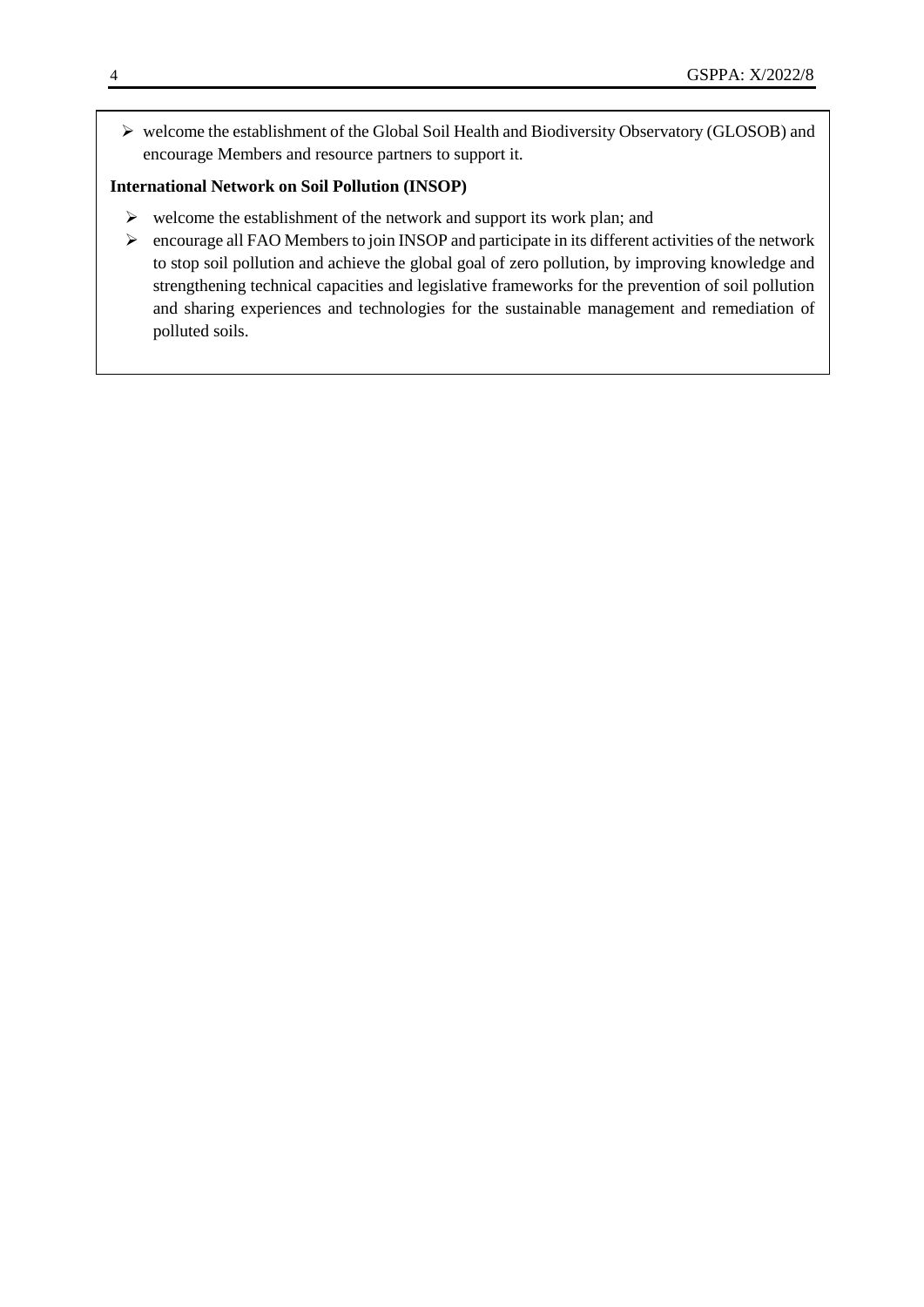- welcome the establishment of the Global Soil Health and Biodiversity Observatory (GLOSOB) and encourage Members and resource partners to support it.

**International Network on Soil Pollution (INSOP)**

- welcome the establishment of the network and support its work plan; and
- encourage all FAO Members to join INSOP and participate in its different activities of the network to stop soil pollution and achieve the global goal of zero pollution, by improving knowledge and strengthening technical capacities and legislative frameworks for the prevention of soil pollution and sharing experiences and technologies for the sustainable management and remediation of polluted soils.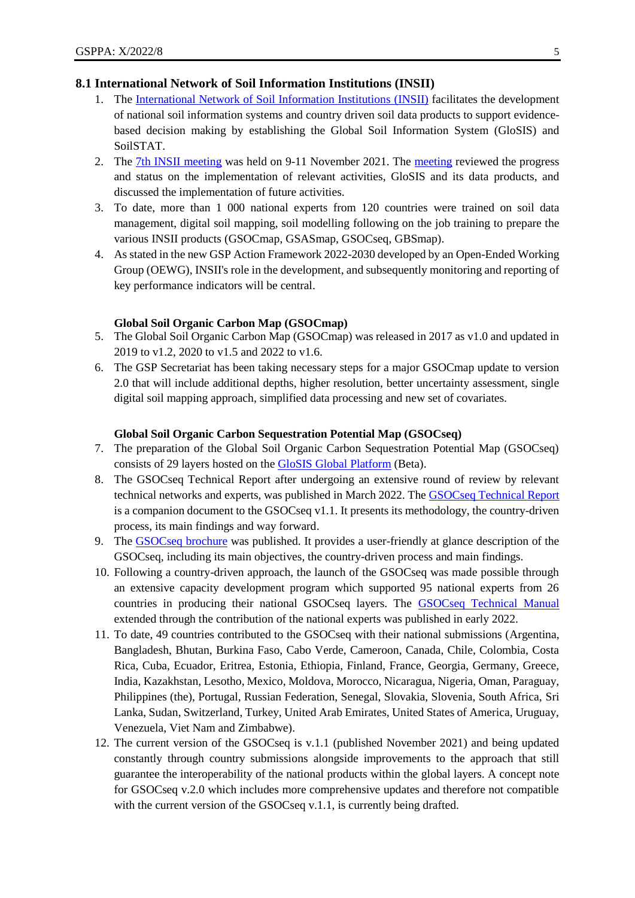## 8.1 International Network of Soil Information Institutions (INSII)

1. The International Network of Soil Information Institutions (INSII) facilitates the development of national soil information systems and country driven soil data products to support evidence-based decision making by establishing the Global Soil Information System (GloSIS) and SoilSTAT.
2. The 7th INSII meeting was held on 9-11 November 2021. The meeting reviewed the progress and status on the implementation of relevant activities, GloSIS and its data products, and discussed the implementation of future activities.
3. To date, more than 1 000 national experts from 120 countries were trained on soil data management, digital soil mapping, soil modelling following on the job training to prepare the various INSII products (GSOCmap, GSASmap, GSOCseq, GBSmap).
4. As stated in the new GSP Action Framework 2022-2030 developed by an Open-Ended Working Group (OEWG), INSII's role in the development, and subsequently monitoring and reporting of key performance indicators will be central.

**Global Soil Organic Carbon Map (GSOCmap)**

5. The Global Soil Organic Carbon Map (GSOCmap) was released in 2017 as v1.0 and updated in 2019 to v1.2, 2020 to v1.5 and 2022 to v1.6.
6. The GSP Secretariat has been taking necessary steps for a major GSOCmap update to version 2.0 that will include additional depths, higher resolution, better uncertainty assessment, single digital soil mapping approach, simplified data processing and new set of covariates.

**Global Soil Organic Carbon Sequestration Potential Map (GSOCseq)**

7. The preparation of the Global Soil Organic Carbon Sequestration Potential Map (GSOCseq) consists of 29 layers hosted on the GloSIS Global Platform (Beta).
8. The GSOCseq Technical Report after undergoing an extensive round of review by relevant technical networks and experts, was published in March 2022. The GSOCseq Technical Report is a companion document to the GSOCseq v1.1. It presents its methodology, the country-driven process, its main findings and way forward.
9. The GSOCseq brochure was published. It provides a user-friendly at glance description of the GSOCseq, including its main objectives, the country-driven process and main findings.
10. Following a country-driven approach, the launch of the GSOCseq was made possible through an extensive capacity development program which supported 95 national experts from 26 countries in producing their national GSOCseq layers. The GSOCseq Technical Manual extended through the contribution of the national experts was published in early 2022.
11. To date, 49 countries contributed to the GSOCseq with their national submissions (Argentina, Bangladesh, Bhutan, Burkina Faso, Cabo Verde, Cameroon, Canada, Chile, Colombia, Costa Rica, Cuba, Ecuador, Eritrea, Estonia, Ethiopia, Finland, France, Georgia, Germany, Greece, India, Kazakhstan, Lesotho, Mexico, Moldova, Morocco, Nicaragua, Nigeria, Oman, Paraguay, Philippines (the), Portugal, Russian Federation, Senegal, Slovakia, Slovenia, South Africa, Sri Lanka, Sudan, Switzerland, Turkey, United Arab Emirates, United States of America, Uruguay, Venezuela, Viet Nam and Zimbabwe).
12. The current version of the GSOCseq is v.1.1 (published November 2021) and being updated constantly through country submissions alongside improvements to the approach that still guarantee the interoperability of the national products within the global layers. A concept note for GSOCseq v.2.0 which includes more comprehensive updates and therefore not compatible with the current version of the GSOCseq v.1.1, is currently being drafted.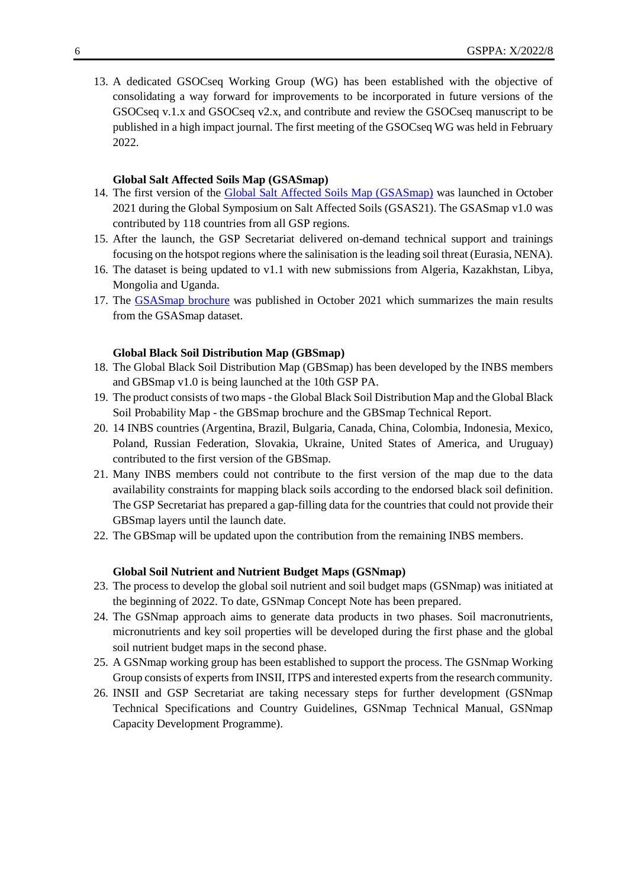13. A dedicated GSOCseq Working Group (WG) has been established with the objective of consolidating a way forward for improvements to be incorporated in future versions of the GSOCseq v.1.x and GSOCseq v2.x, and contribute and review the GSOCseq manuscript to be published in a high impact journal. The first meeting of the GSOCseq WG was held in February 2022.

**Global Salt Affected Soils Map (GSASmap)**

14. The first version of the [Global Salt Affected Soils Map (GSASmap)] was launched in October 2021 during the Global Symposium on Salt Affected Soils (GSAS21). The GSASmap v1.0 was contributed by 118 countries from all GSP regions.
15. After the launch, the GSP Secretariat delivered on-demand technical support and trainings focusing on the hotspot regions where the salinisation is the leading soil threat (Eurasia, NENA).
16. The dataset is being updated to v1.1 with new submissions from Algeria, Kazakhstan, Libya, Mongolia and Uganda.
17. The [GSASmap brochure] was published in October 2021 which summarizes the main results from the GSASmap dataset.

**Global Black Soil Distribution Map (GBSmap)**

18. The Global Black Soil Distribution Map (GBSmap) has been developed by the INBS members and GBSmap v1.0 is being launched at the 10th GSP PA.
19. The product consists of two maps - the Global Black Soil Distribution Map and the Global Black Soil Probability Map - the GBSmap brochure and the GBSmap Technical Report.
20. 14 INBS countries (Argentina, Brazil, Bulgaria, Canada, China, Colombia, Indonesia, Mexico, Poland, Russian Federation, Slovakia, Ukraine, United States of America, and Uruguay) contributed to the first version of the GBSmap.
21. Many INBS members could not contribute to the first version of the map due to the data availability constraints for mapping black soils according to the endorsed black soil definition. The GSP Secretariat has prepared a gap-filling data for the countries that could not provide their GBSmap layers until the launch date.
22. The GBSmap will be updated upon the contribution from the remaining INBS members.

**Global Soil Nutrient and Nutrient Budget Maps (GSNmap)**

23. The process to develop the global soil nutrient and soil budget maps (GSNmap) was initiated at the beginning of 2022. To date, GSNmap Concept Note has been prepared.
24. The GSNmap approach aims to generate data products in two phases. Soil macronutrients, micronutrients and key soil properties will be developed during the first phase and the global soil nutrient budget maps in the second phase.
25. A GSNmap working group has been established to support the process. The GSNmap Working Group consists of experts from INSII, ITPS and interested experts from the research community.
26. INSII and GSP Secretariat are taking necessary steps for further development (GSNmap Technical Specifications and Country Guidelines, GSNmap Technical Manual, GSNmap Capacity Development Programme).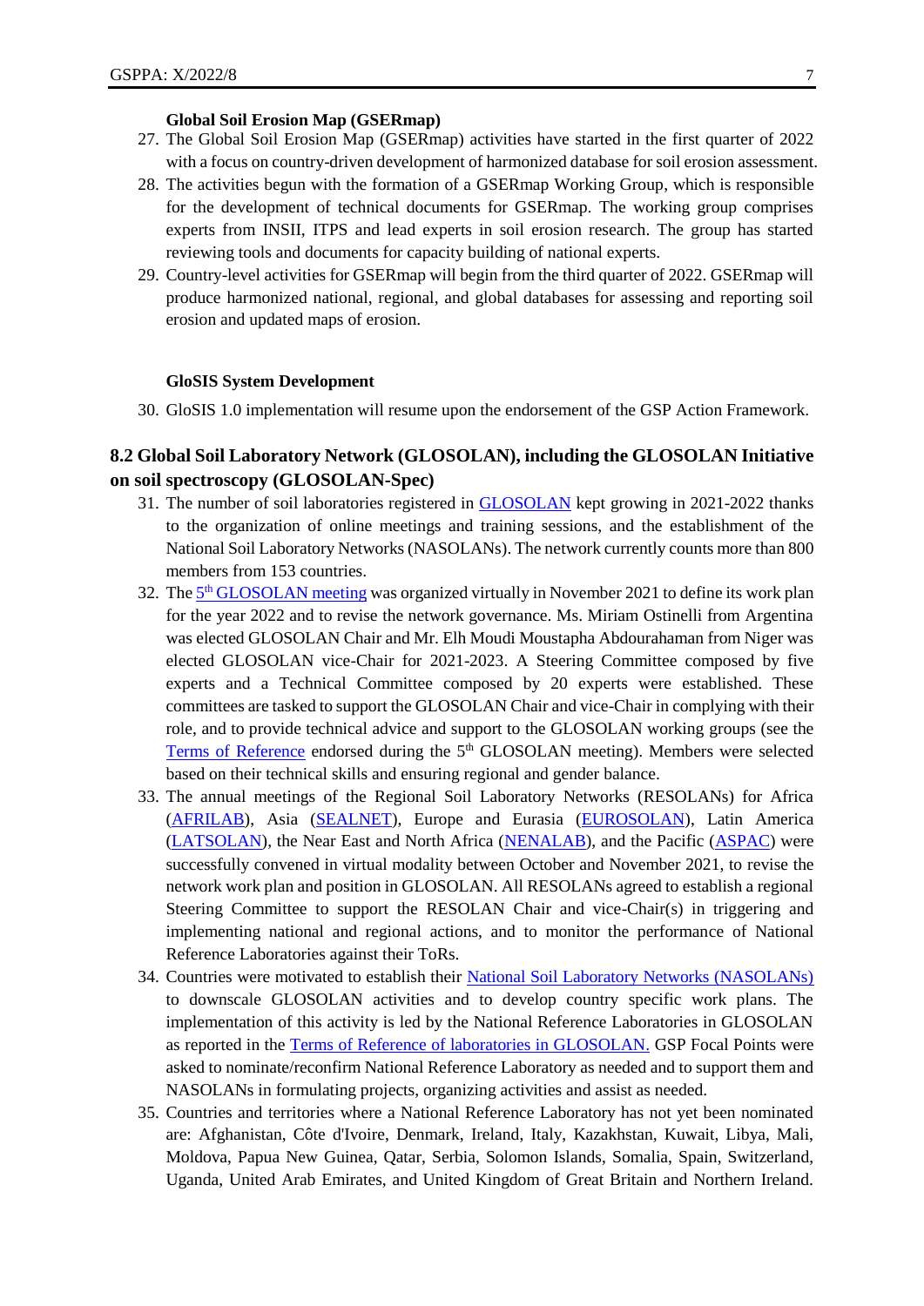**Global Soil Erosion Map (GSERmap)**

27. The Global Soil Erosion Map (GSERmap) activities have started in the first quarter of 2022 with a focus on country-driven development of harmonized database for soil erosion assessment.
28. The activities begun with the formation of a GSERmap Working Group, which is responsible for the development of technical documents for GSERmap. The working group comprises experts from INSII, ITPS and lead experts in soil erosion research. The group has started reviewing tools and documents for capacity building of national experts.
29. Country-level activities for GSERmap will begin from the third quarter of 2022. GSERmap will produce harmonized national, regional, and global databases for assessing and reporting soil erosion and updated maps of erosion.

**GloSIS System Development**

30. GloSIS 1.0 implementation will resume upon the endorsement of the GSP Action Framework.

## 8.2 Global Soil Laboratory Network (GLOSOLAN), including the GLOSOLAN Initiative on soil spectroscopy (GLOSOLAN-Spec)

31. The number of soil laboratories registered in GLOSOLAN kept growing in 2021-2022 thanks to the organization of online meetings and training sessions, and the establishment of the National Soil Laboratory Networks (NASOLANs). The network currently counts more than 800 members from 153 countries.
32. The 5th GLOSOLAN meeting was organized virtually in November 2021 to define its work plan for the year 2022 and to revise the network governance. Ms. Miriam Ostinelli from Argentina was elected GLOSOLAN Chair and Mr. Elh Moudi Moustapha Abdourahaman from Niger was elected GLOSOLAN vice-Chair for 2021-2023. A Steering Committee composed by five experts and a Technical Committee composed by 20 experts were established. These committees are tasked to support the GLOSOLAN Chair and vice-Chair in complying with their role, and to provide technical advice and support to the GLOSOLAN working groups (see the Terms of Reference endorsed during the 5th GLOSOLAN meeting). Members were selected based on their technical skills and ensuring regional and gender balance.
33. The annual meetings of the Regional Soil Laboratory Networks (RESOLANs) for Africa (AFRILAB), Asia (SEALNET), Europe and Eurasia (EUROSOLAN), Latin America (LATSOLAN), the Near East and North Africa (NENALAB), and the Pacific (ASPAC) were successfully convened in virtual modality between October and November 2021, to revise the network work plan and position in GLOSOLAN. All RESOLANs agreed to establish a regional Steering Committee to support the RESOLAN Chair and vice-Chair(s) in triggering and implementing national and regional actions, and to monitor the performance of National Reference Laboratories against their ToRs.
34. Countries were motivated to establish their National Soil Laboratory Networks (NASOLANs) to downscale GLOSOLAN activities and to develop country specific work plans. The implementation of this activity is led by the National Reference Laboratories in GLOSOLAN as reported in the Terms of Reference of laboratories in GLOSOLAN. GSP Focal Points were asked to nominate/reconfirm National Reference Laboratory as needed and to support them and NASOLANs in formulating projects, organizing activities and assist as needed.
35. Countries and territories where a National Reference Laboratory has not yet been nominated are: Afghanistan, Côte d'Ivoire, Denmark, Ireland, Italy, Kazakhstan, Kuwait, Libya, Mali, Moldova, Papua New Guinea, Qatar, Serbia, Solomon Islands, Somalia, Spain, Switzerland, Uganda, United Arab Emirates, and United Kingdom of Great Britain and Northern Ireland.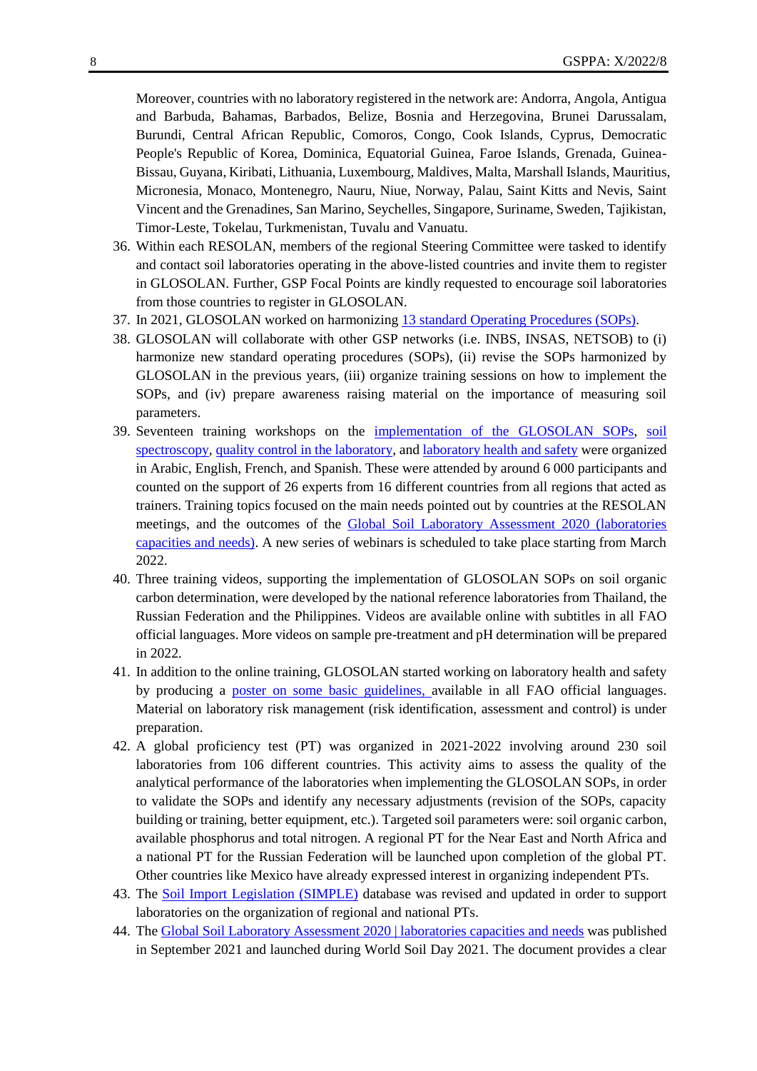Moreover, countries with no laboratory registered in the network are: Andorra, Angola, Antigua and Barbuda, Bahamas, Barbados, Belize, Bosnia and Herzegovina, Brunei Darussalam, Burundi, Central African Republic, Comoros, Congo, Cook Islands, Cyprus, Democratic People's Republic of Korea, Dominica, Equatorial Guinea, Faroe Islands, Grenada, Guinea-Bissau, Guyana, Kiribati, Lithuania, Luxembourg, Maldives, Malta, Marshall Islands, Mauritius, Micronesia, Monaco, Montenegro, Nauru, Niue, Norway, Palau, Saint Kitts and Nevis, Saint Vincent and the Grenadines, San Marino, Seychelles, Singapore, Suriname, Sweden, Tajikistan, Timor-Leste, Tokelau, Turkmenistan, Tuvalu and Vanuatu.

36. Within each RESOLAN, members of the regional Steering Committee were tasked to identify and contact soil laboratories operating in the above-listed countries and invite them to register in GLOSOLAN. Further, GSP Focal Points are kindly requested to encourage soil laboratories from those countries to register in GLOSOLAN.
37. In 2021, GLOSOLAN worked on harmonizing 13 standard Operating Procedures (SOPs).
38. GLOSOLAN will collaborate with other GSP networks (i.e. INBS, INSAS, NETSOB) to (i) harmonize new standard operating procedures (SOPs), (ii) revise the SOPs harmonized by GLOSOLAN in the previous years, (iii) organize training sessions on how to implement the SOPs, and (iv) prepare awareness raising material on the importance of measuring soil parameters.
39. Seventeen training workshops on the implementation of the GLOSOLAN SOPs, soil spectroscopy, quality control in the laboratory, and laboratory health and safety were organized in Arabic, English, French, and Spanish. These were attended by around 6 000 participants and counted on the support of 26 experts from 16 different countries from all regions that acted as trainers. Training topics focused on the main needs pointed out by countries at the RESOLAN meetings, and the outcomes of the Global Soil Laboratory Assessment 2020 (laboratories capacities and needs). A new series of webinars is scheduled to take place starting from March 2022.
40. Three training videos, supporting the implementation of GLOSOLAN SOPs on soil organic carbon determination, were developed by the national reference laboratories from Thailand, the Russian Federation and the Philippines. Videos are available online with subtitles in all FAO official languages. More videos on sample pre-treatment and pH determination will be prepared in 2022.
41. In addition to the online training, GLOSOLAN started working on laboratory health and safety by producing a poster on some basic guidelines, available in all FAO official languages. Material on laboratory risk management (risk identification, assessment and control) is under preparation.
42. A global proficiency test (PT) was organized in 2021-2022 involving around 230 soil laboratories from 106 different countries. This activity aims to assess the quality of the analytical performance of the laboratories when implementing the GLOSOLAN SOPs, in order to validate the SOPs and identify any necessary adjustments (revision of the SOPs, capacity building or training, better equipment, etc.). Targeted soil parameters were: soil organic carbon, available phosphorus and total nitrogen. A regional PT for the Near East and North Africa and a national PT for the Russian Federation will be launched upon completion of the global PT. Other countries like Mexico have already expressed interest in organizing independent PTs.
43. The Soil Import Legislation (SIMPLE) database was revised and updated in order to support laboratories on the organization of regional and national PTs.
44. The Global Soil Laboratory Assessment 2020 | laboratories capacities and needs was published in September 2021 and launched during World Soil Day 2021. The document provides a clear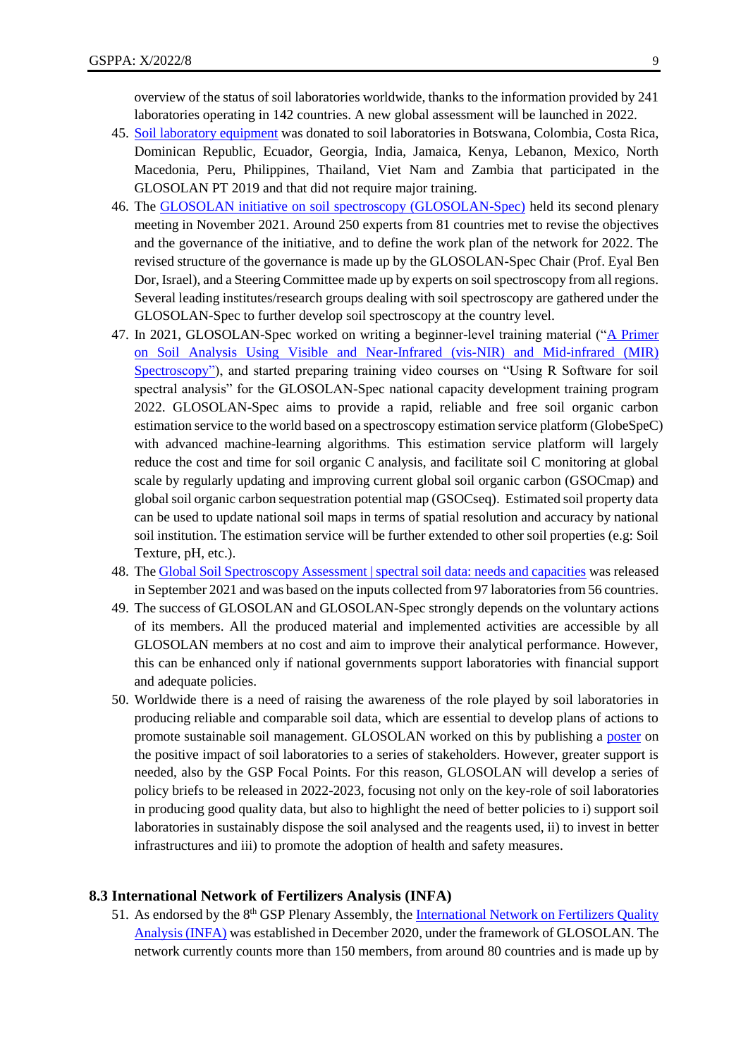overview of the status of soil laboratories worldwide, thanks to the information provided by 241 laboratories operating in 142 countries. A new global assessment will be launched in 2022.

45. Soil laboratory equipment was donated to soil laboratories in Botswana, Colombia, Costa Rica, Dominican Republic, Ecuador, Georgia, India, Jamaica, Kenya, Lebanon, Mexico, North Macedonia, Peru, Philippines, Thailand, Viet Nam and Zambia that participated in the GLOSOLAN PT 2019 and that did not require major training.
46. The GLOSOLAN initiative on soil spectroscopy (GLOSOLAN-Spec) held its second plenary meeting in November 2021. Around 250 experts from 81 countries met to revise the objectives and the governance of the initiative, and to define the work plan of the network for 2022. The revised structure of the governance is made up by the GLOSOLAN-Spec Chair (Prof. Eyal Ben Dor, Israel), and a Steering Committee made up by experts on soil spectroscopy from all regions. Several leading institutes/research groups dealing with soil spectroscopy are gathered under the GLOSOLAN-Spec to further develop soil spectroscopy at the country level.
47. In 2021, GLOSOLAN-Spec worked on writing a beginner-level training material ("A Primer on Soil Analysis Using Visible and Near-Infrared (vis-NIR) and Mid-infrared (MIR) Spectroscopy"), and started preparing training video courses on "Using R Software for soil spectral analysis" for the GLOSOLAN-Spec national capacity development training program 2022. GLOSOLAN-Spec aims to provide a rapid, reliable and free soil organic carbon estimation service to the world based on a spectroscopy estimation service platform (GlobeSpeC) with advanced machine-learning algorithms. This estimation service platform will largely reduce the cost and time for soil organic C analysis, and facilitate soil C monitoring at global scale by regularly updating and improving current global soil organic carbon (GSOCmap) and global soil organic carbon sequestration potential map (GSOCseq). Estimated soil property data can be used to update national soil maps in terms of spatial resolution and accuracy by national soil institution. The estimation service will be further extended to other soil properties (e.g: Soil Texture, pH, etc.).
48. The Global Soil Spectroscopy Assessment | spectral soil data: needs and capacities was released in September 2021 and was based on the inputs collected from 97 laboratories from 56 countries.
49. The success of GLOSOLAN and GLOSOLAN-Spec strongly depends on the voluntary actions of its members. All the produced material and implemented activities are accessible by all GLOSOLAN members at no cost and aim to improve their analytical performance. However, this can be enhanced only if national governments support laboratories with financial support and adequate policies.
50. Worldwide there is a need of raising the awareness of the role played by soil laboratories in producing reliable and comparable soil data, which are essential to develop plans of actions to promote sustainable soil management. GLOSOLAN worked on this by publishing a poster on the positive impact of soil laboratories to a series of stakeholders. However, greater support is needed, also by the GSP Focal Points. For this reason, GLOSOLAN will develop a series of policy briefs to be released in 2022-2023, focusing not only on the key-role of soil laboratories in producing good quality data, but also to highlight the need of better policies to i) support soil laboratories in sustainably dispose the soil analysed and the reagents used, ii) to invest in better infrastructures and iii) to promote the adoption of health and safety measures.

### 8.3 International Network of Fertilizers Analysis (INFA)

51. As endorsed by the 8th GSP Plenary Assembly, the International Network on Fertilizers Quality Analysis (INFA) was established in December 2020, under the framework of GLOSOLAN. The network currently counts more than 150 members, from around 80 countries and is made up by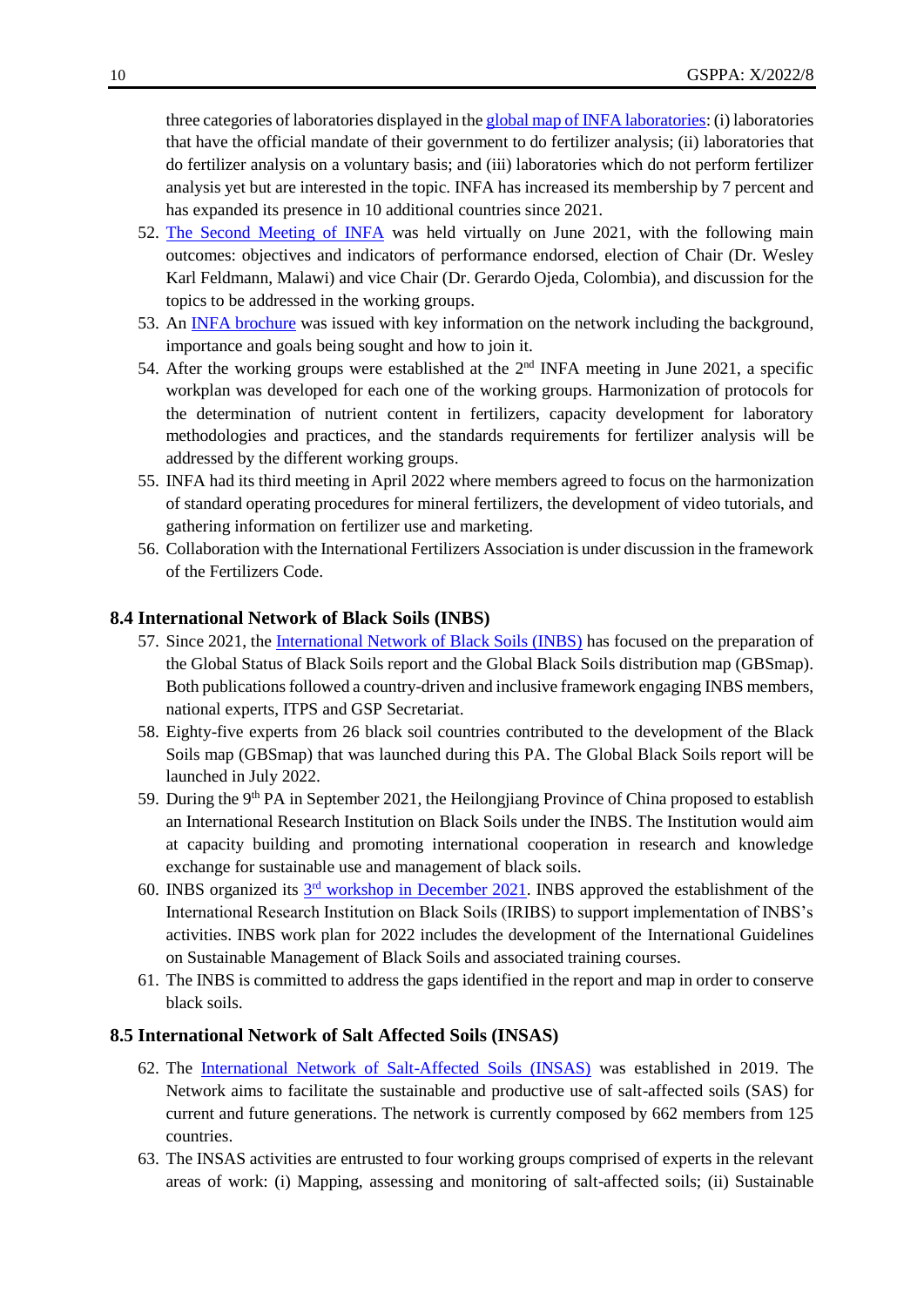three categories of laboratories displayed in the global map of INFA laboratories: (i) laboratories that have the official mandate of their government to do fertilizer analysis; (ii) laboratories that do fertilizer analysis on a voluntary basis; and (iii) laboratories which do not perform fertilizer analysis yet but are interested in the topic. INFA has increased its membership by 7 percent and has expanded its presence in 10 additional countries since 2021.

52. The Second Meeting of INFA was held virtually on June 2021, with the following main outcomes: objectives and indicators of performance endorsed, election of Chair (Dr. Wesley Karl Feldmann, Malawi) and vice Chair (Dr. Gerardo Ojeda, Colombia), and discussion for the topics to be addressed in the working groups.
53. An INFA brochure was issued with key information on the network including the background, importance and goals being sought and how to join it.
54. After the working groups were established at the 2nd INFA meeting in June 2021, a specific workplan was developed for each one of the working groups. Harmonization of protocols for the determination of nutrient content in fertilizers, capacity development for laboratory methodologies and practices, and the standards requirements for fertilizer analysis will be addressed by the different working groups.
55. INFA had its third meeting in April 2022 where members agreed to focus on the harmonization of standard operating procedures for mineral fertilizers, the development of video tutorials, and gathering information on fertilizer use and marketing.
56. Collaboration with the International Fertilizers Association is under discussion in the framework of the Fertilizers Code.

### 8.4 International Network of Black Soils (INBS)

57. Since 2021, the International Network of Black Soils (INBS) has focused on the preparation of the Global Status of Black Soils report and the Global Black Soils distribution map (GBSmap). Both publications followed a country-driven and inclusive framework engaging INBS members, national experts, ITPS and GSP Secretariat.
58. Eighty-five experts from 26 black soil countries contributed to the development of the Black Soils map (GBSmap) that was launched during this PA. The Global Black Soils report will be launched in July 2022.
59. During the 9th PA in September 2021, the Heilongjiang Province of China proposed to establish an International Research Institution on Black Soils under the INBS. The Institution would aim at capacity building and promoting international cooperation in research and knowledge exchange for sustainable use and management of black soils.
60. INBS organized its 3rd workshop in December 2021. INBS approved the establishment of the International Research Institution on Black Soils (IRIBS) to support implementation of INBS's activities. INBS work plan for 2022 includes the development of the International Guidelines on Sustainable Management of Black Soils and associated training courses.
61. The INBS is committed to address the gaps identified in the report and map in order to conserve black soils.

### 8.5 International Network of Salt Affected Soils (INSAS)

62. The International Network of Salt-Affected Soils (INSAS) was established in 2019. The Network aims to facilitate the sustainable and productive use of salt-affected soils (SAS) for current and future generations. The network is currently composed by 662 members from 125 countries.
63. The INSAS activities are entrusted to four working groups comprised of experts in the relevant areas of work: (i) Mapping, assessing and monitoring of salt-affected soils; (ii) Sustainable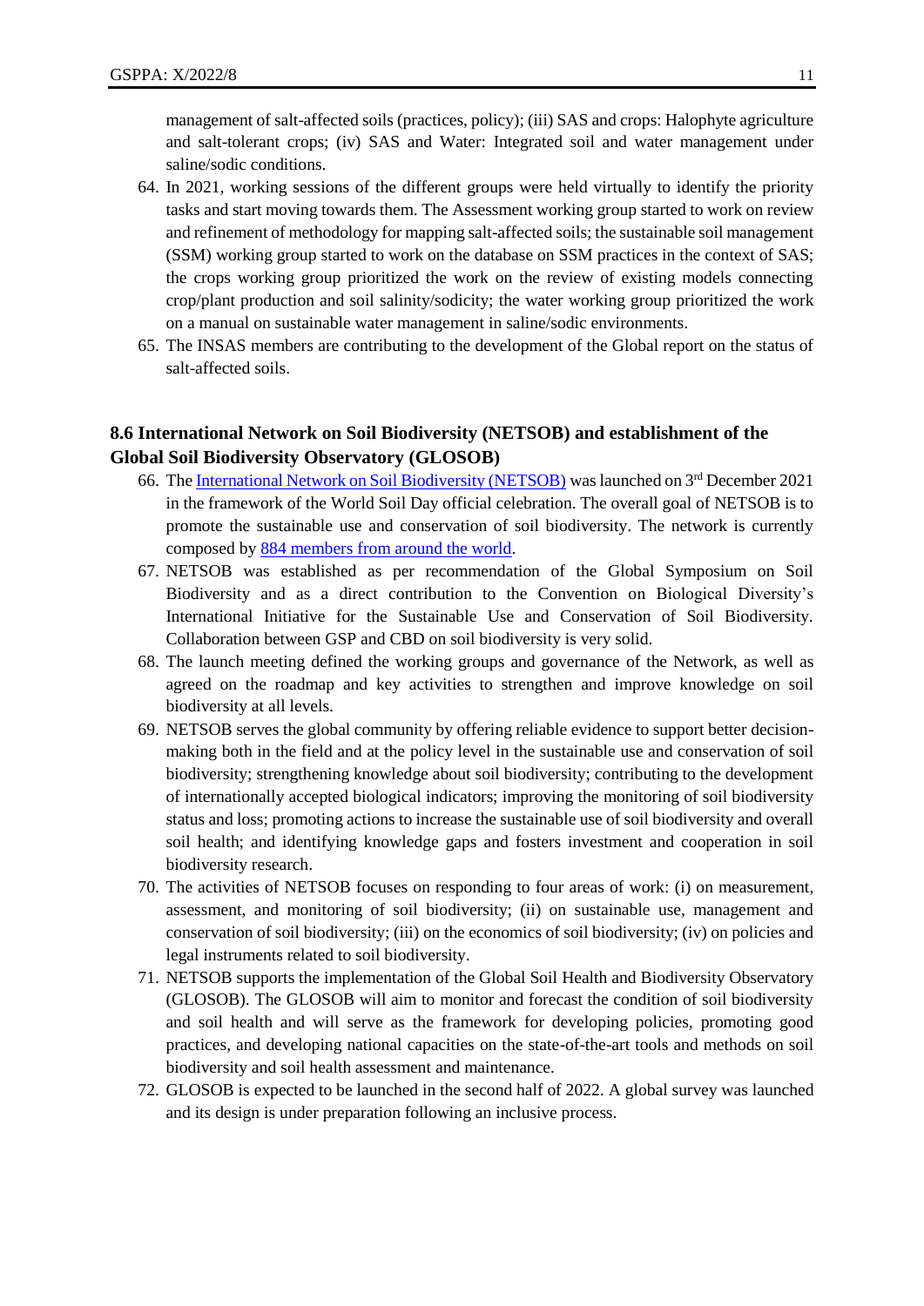management of salt-affected soils (practices, policy); (iii) SAS and crops: Halophyte agriculture and salt-tolerant crops; (iv) SAS and Water: Integrated soil and water management under saline/sodic conditions.

64. In 2021, working sessions of the different groups were held virtually to identify the priority tasks and start moving towards them. The Assessment working group started to work on review and refinement of methodology for mapping salt-affected soils; the sustainable soil management (SSM) working group started to work on the database on SSM practices in the context of SAS; the crops working group prioritized the work on the review of existing models connecting crop/plant production and soil salinity/sodicity; the water working group prioritized the work on a manual on sustainable water management in saline/sodic environments.
65. The INSAS members are contributing to the development of the Global report on the status of salt-affected soils.

## 8.6 International Network on Soil Biodiversity (NETSOB) and establishment of the Global Soil Biodiversity Observatory (GLOSOB)

66. The International Network on Soil Biodiversity (NETSOB) was launched on 3rd December 2021 in the framework of the World Soil Day official celebration. The overall goal of NETSOB is to promote the sustainable use and conservation of soil biodiversity. The network is currently composed by 884 members from around the world.
67. NETSOB was established as per recommendation of the Global Symposium on Soil Biodiversity and as a direct contribution to the Convention on Biological Diversity's International Initiative for the Sustainable Use and Conservation of Soil Biodiversity. Collaboration between GSP and CBD on soil biodiversity is very solid.
68. The launch meeting defined the working groups and governance of the Network, as well as agreed on the roadmap and key activities to strengthen and improve knowledge on soil biodiversity at all levels.
69. NETSOB serves the global community by offering reliable evidence to support better decision-making both in the field and at the policy level in the sustainable use and conservation of soil biodiversity; strengthening knowledge about soil biodiversity; contributing to the development of internationally accepted biological indicators; improving the monitoring of soil biodiversity status and loss; promoting actions to increase the sustainable use of soil biodiversity and overall soil health; and identifying knowledge gaps and fosters investment and cooperation in soil biodiversity research.
70. The activities of NETSOB focuses on responding to four areas of work: (i) on measurement, assessment, and monitoring of soil biodiversity; (ii) on sustainable use, management and conservation of soil biodiversity; (iii) on the economics of soil biodiversity; (iv) on policies and legal instruments related to soil biodiversity.
71. NETSOB supports the implementation of the Global Soil Health and Biodiversity Observatory (GLOSOB). The GLOSOB will aim to monitor and forecast the condition of soil biodiversity and soil health and will serve as the framework for developing policies, promoting good practices, and developing national capacities on the state-of-the-art tools and methods on soil biodiversity and soil health assessment and maintenance.
72. GLOSOB is expected to be launched in the second half of 2022. A global survey was launched and its design is under preparation following an inclusive process.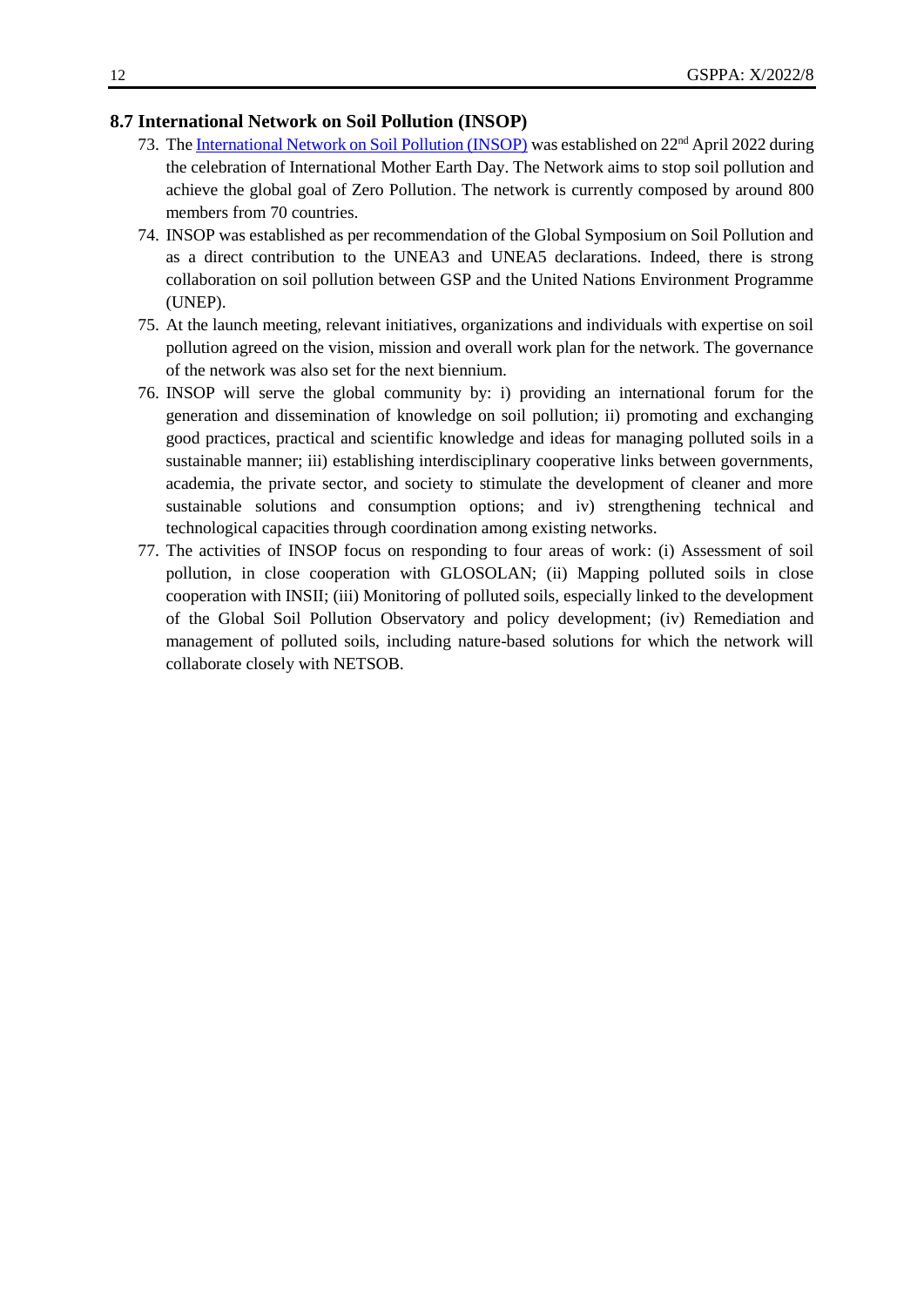## 8.7 International Network on Soil Pollution (INSOP)

73. The International Network on Soil Pollution (INSOP) was established on 22nd April 2022 during the celebration of International Mother Earth Day. The Network aims to stop soil pollution and achieve the global goal of Zero Pollution. The network is currently composed by around 800 members from 70 countries.
74. INSOP was established as per recommendation of the Global Symposium on Soil Pollution and as a direct contribution to the UNEA3 and UNEA5 declarations. Indeed, there is strong collaboration on soil pollution between GSP and the United Nations Environment Programme (UNEP).
75. At the launch meeting, relevant initiatives, organizations and individuals with expertise on soil pollution agreed on the vision, mission and overall work plan for the network. The governance of the network was also set for the next biennium.
76. INSOP will serve the global community by: i) providing an international forum for the generation and dissemination of knowledge on soil pollution; ii) promoting and exchanging good practices, practical and scientific knowledge and ideas for managing polluted soils in a sustainable manner; iii) establishing interdisciplinary cooperative links between governments, academia, the private sector, and society to stimulate the development of cleaner and more sustainable solutions and consumption options; and iv) strengthening technical and technological capacities through coordination among existing networks.
77. The activities of INSOP focus on responding to four areas of work: (i) Assessment of soil pollution, in close cooperation with GLOSOLAN; (ii) Mapping polluted soils in close cooperation with INSII; (iii) Monitoring of polluted soils, especially linked to the development of the Global Soil Pollution Observatory and policy development; (iv) Remediation and management of polluted soils, including nature-based solutions for which the network will collaborate closely with NETSOB.